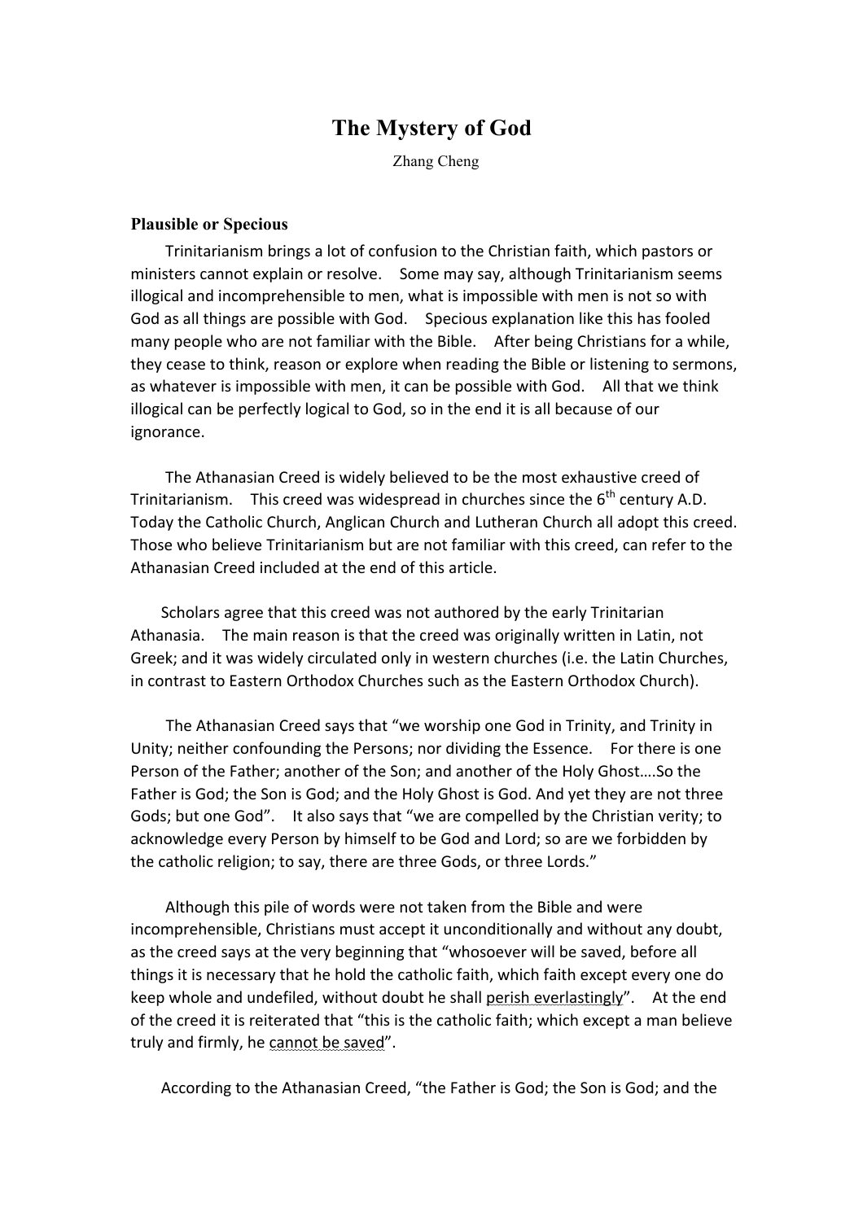# The Mystery of God

Zhang Cheng

### Plausible or Specious

Trinitarianism brings a lot of confusion to the Christian faith, which pastors or ministers cannot explain or resolve. Some may say, although Trinitarianism seems illogical and incomprehensible to men, what is impossible with men is not so with God as all things are possible with God. Specious explanation like this has fooled many people who are not familiar with the Bible. After being Christians for a while, they cease to think, reason or explore when reading the Bible or listening to sermons, as whatever is impossible with men, it can be possible with God. All that we think illogical can be perfectly logical to God, so in the end it is all because of our ignorance.

The Athanasian Creed is widely believed to be the most exhaustive creed of Trinitarianism. This creed was widespread in churches since the 6th century A.D. Today the Catholic Church, Anglican Church and Lutheran Church all adopt this creed. Those who believe Trinitarianism but are not familiar with this creed, can refer to the Athanasian Creed included at the end of this article.

Scholars agree that this creed was not authored by the early Trinitarian Athanasia. The main reason is that the creed was originally written in Latin, not Greek; and it was widely circulated only in western churches (i.e. the Latin Churches, in contrast to Eastern Orthodox Churches such as the Eastern Orthodox Church).

The Athanasian Creed says that "we worship one God in Trinity, and Trinity in Unity; neither confounding the Persons; nor dividing the Essence. For there is one Person of the Father; another of the Son; and another of the Holy Ghost….So the Father is God; the Son is God; and the Holy Ghost is God. And yet they are not three Gods; but one God". It also says that "we are compelled by the Christian verity; to acknowledge every Person by himself to be God and Lord; so are we forbidden by the catholic religion; to say, there are three Gods, or three Lords."

Although this pile of words were not taken from the Bible and were incomprehensible, Christians must accept it unconditionally and without any doubt, as the creed says at the very beginning that "whosoever will be saved, before all things it is necessary that he hold the catholic faith, which faith except every one do keep whole and undefiled, without doubt he shall perish everlastingly". At the end of the creed it is reiterated that "this is the catholic faith; which except a man believe truly and firmly, he cannot be saved".

According to the Athanasian Creed, "the Father is God; the Son is God; and the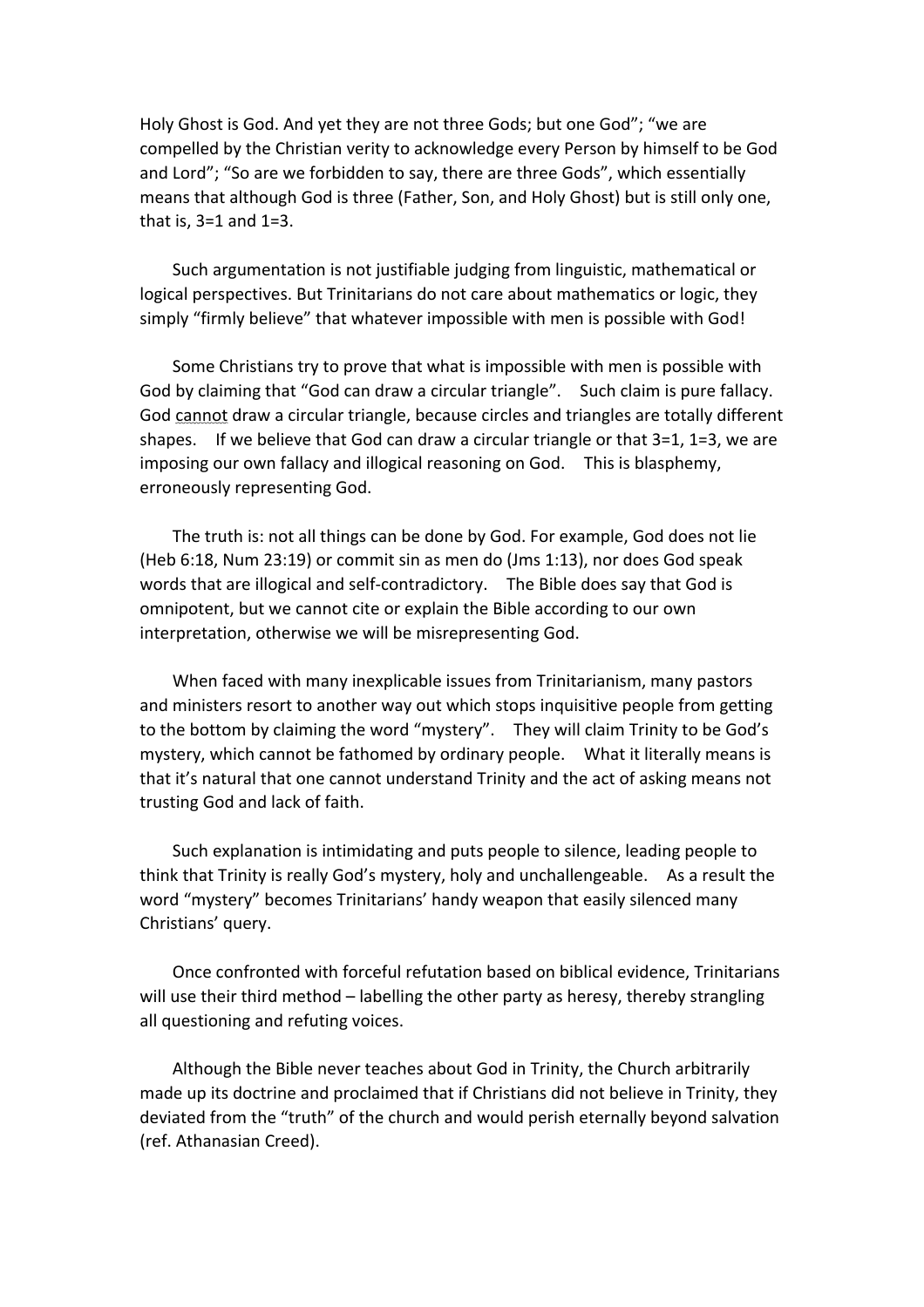Holy Ghost is God. And yet they are not three Gods; but one God"; "we are compelled by the Christian verity to acknowledge every Person by himself to be God and Lord"; "So are we forbidden to say, there are three Gods", which essentially means that although God is three (Father, Son, and Holy Ghost) but is still only one, that is, 3=1 and 1=3.

Such argumentation is not justifiable judging from linguistic, mathematical or logical perspectives. But Trinitarians do not care about mathematics or logic, they simply "firmly believe" that whatever impossible with men is possible with God!

Some Christians try to prove that what is impossible with men is possible with God by claiming that "God can draw a circular triangle". Such claim is pure fallacy. God cannot draw a circular triangle, because circles and triangles are totally different shapes. If we believe that God can draw a circular triangle or that 3=1, 1=3, we are imposing our own fallacy and illogical reasoning on God. This is blasphemy, erroneously representing God.

The truth is: not all things can be done by God. For example, God does not lie (Heb 6:18, Num 23:19) or commit sin as men do (Jms 1:13), nor does God speak words that are illogical and self-contradictory. The Bible does say that God is omnipotent, but we cannot cite or explain the Bible according to our own interpretation, otherwise we will be misrepresenting God.

When faced with many inexplicable issues from Trinitarianism, many pastors and ministers resort to another way out which stops inquisitive people from getting to the bottom by claiming the word "mystery". They will claim Trinity to be God's mystery, which cannot be fathomed by ordinary people. What it literally means is that it's natural that one cannot understand Trinity and the act of asking means not trusting God and lack of faith.

Such explanation is intimidating and puts people to silence, leading people to think that Trinity is really God's mystery, holy and unchallengeable. As a result the word "mystery" becomes Trinitarians' handy weapon that easily silenced many Christians' query.

Once confronted with forceful refutation based on biblical evidence, Trinitarians will use their third method – labelling the other party as heresy, thereby strangling all questioning and refuting voices.

Although the Bible never teaches about God in Trinity, the Church arbitrarily made up its doctrine and proclaimed that if Christians did not believe in Trinity, they deviated from the "truth" of the church and would perish eternally beyond salvation (ref. Athanasian Creed).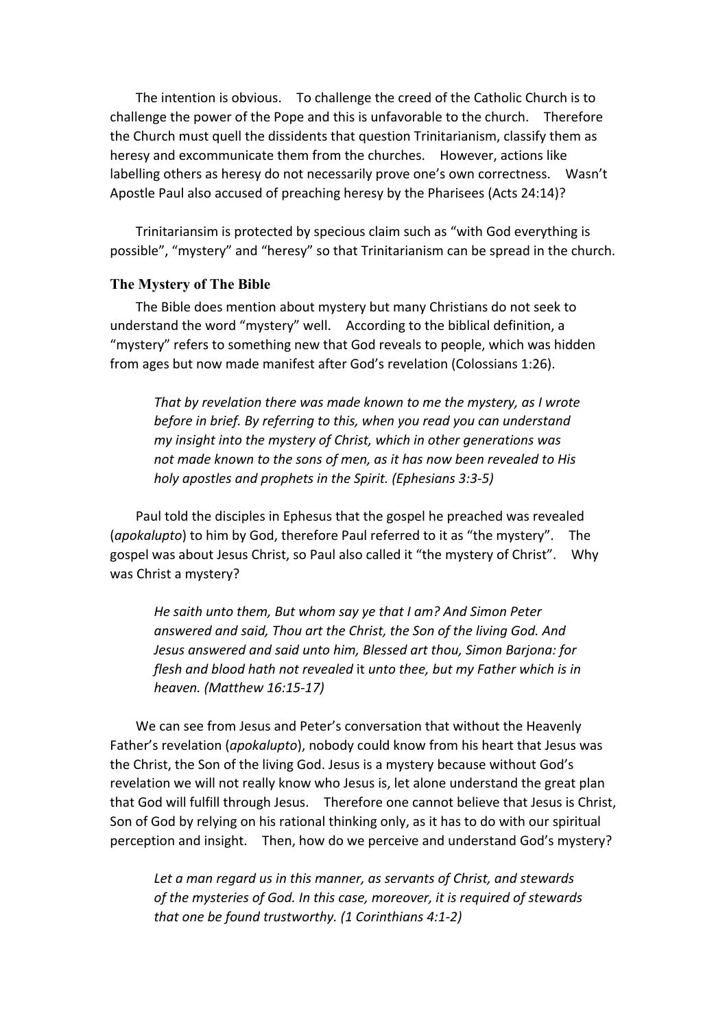The intention is obvious. To challenge the creed of the Catholic Church is to challenge the power of the Pope and this is unfavorable to the church. Therefore the Church must quell the dissidents that question Trinitarianism, classify them as heresy and excommunicate them from the churches. However, actions like labelling others as heresy do not necessarily prove one's own correctness. Wasn't Apostle Paul also accused of preaching heresy by the Pharisees (Acts 24:14)?

Trinitariansim is protected by specious claim such as "with God everything is possible", "mystery" and "heresy" so that Trinitarianism can be spread in the church.

### The Mystery of The Bible

The Bible does mention about mystery but many Christians do not seek to understand the word "mystery" well. According to the biblical definition, a "mystery" refers to something new that God reveals to people, which was hidden from ages but now made manifest after God's revelation (Colossians 1:26).

> *That by revelation there was made known to me the mystery, as I wrote before in brief. By referring to this, when you read you can understand my insight into the mystery of Christ, which in other generations was not made known to the sons of men, as it has now been revealed to His holy apostles and prophets in the Spirit. (Ephesians 3:3-5)*

Paul told the disciples in Ephesus that the gospel he preached was revealed (*apokalupto*) to him by God, therefore Paul referred to it as "the mystery". The gospel was about Jesus Christ, so Paul also called it "the mystery of Christ". Why was Christ a mystery?

> *He saith unto them, But whom say ye that I am? And Simon Peter answered and said, Thou art the Christ, the Son of the living God. And Jesus answered and said unto him, Blessed art thou, Simon Barjona: for flesh and blood hath not revealed* it *unto thee, but my Father which is in heaven. (Matthew 16:15-17)*

We can see from Jesus and Peter's conversation that without the Heavenly Father's revelation (*apokalupto*), nobody could know from his heart that Jesus was the Christ, the Son of the living God. Jesus is a mystery because without God's revelation we will not really know who Jesus is, let alone understand the great plan that God will fulfill through Jesus. Therefore one cannot believe that Jesus is Christ, Son of God by relying on his rational thinking only, as it has to do with our spiritual perception and insight. Then, how do we perceive and understand God's mystery?

> *Let a man regard us in this manner, as servants of Christ, and stewards of the mysteries of God. In this case, moreover, it is required of stewards that one be found trustworthy. (1 Corinthians 4:1-2)*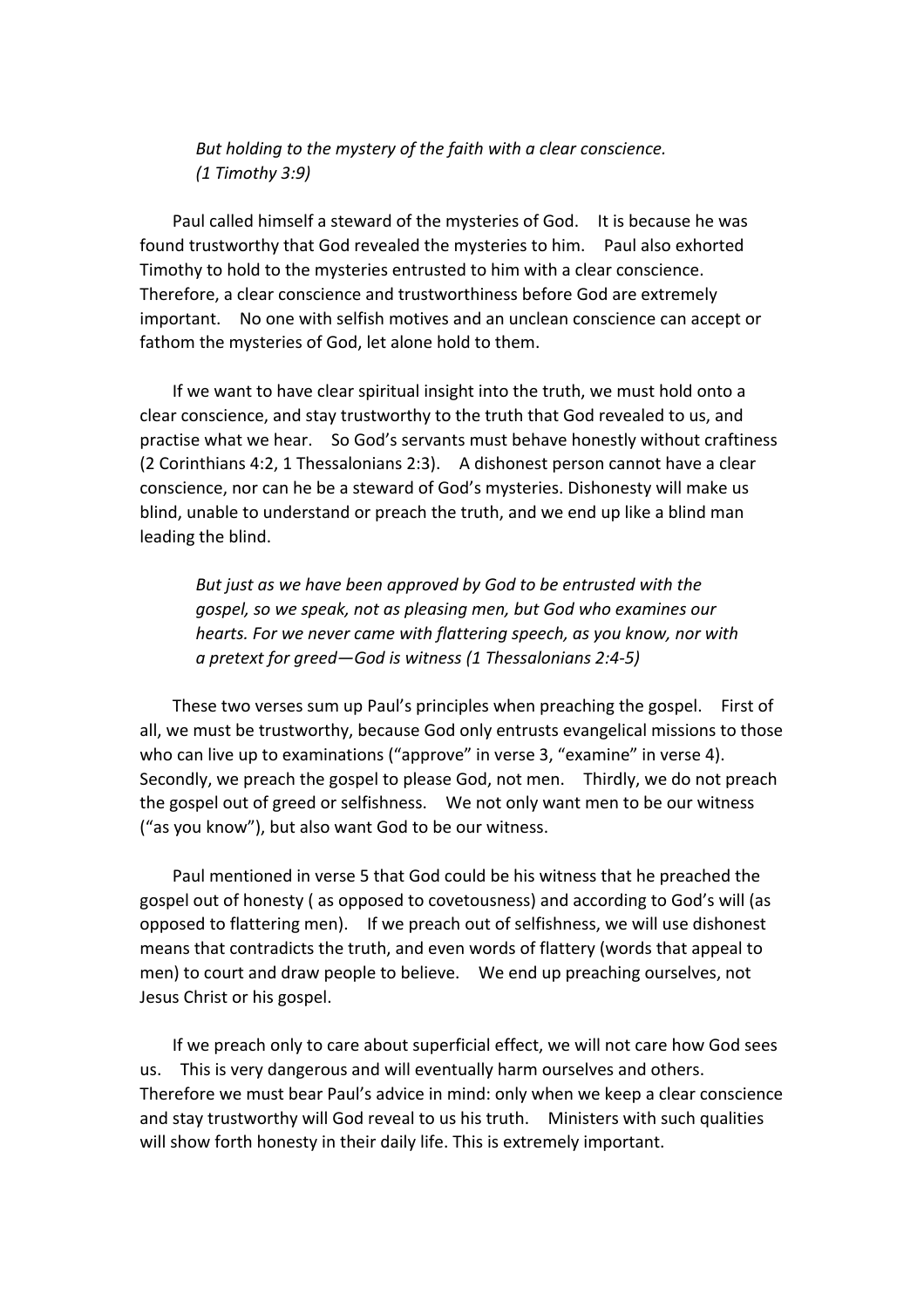*But holding to the mystery of the faith with a clear conscience. (1 Timothy 3:9)*

Paul called himself a steward of the mysteries of God. It is because he was found trustworthy that God revealed the mysteries to him. Paul also exhorted Timothy to hold to the mysteries entrusted to him with a clear conscience. Therefore, a clear conscience and trustworthiness before God are extremely important. No one with selfish motives and an unclean conscience can accept or fathom the mysteries of God, let alone hold to them.

If we want to have clear spiritual insight into the truth, we must hold onto a clear conscience, and stay trustworthy to the truth that God revealed to us, and practise what we hear. So God's servants must behave honestly without craftiness (2 Corinthians 4:2, 1 Thessalonians 2:3). A dishonest person cannot have a clear conscience, nor can he be a steward of God's mysteries. Dishonesty will make us blind, unable to understand or preach the truth, and we end up like a blind man leading the blind.

*But just as we have been approved by God to be entrusted with the gospel, so we speak, not as pleasing men, but God who examines our hearts. For we never came with flattering speech, as you know, nor with a pretext for greed—God is witness (1 Thessalonians 2:4-5)*

These two verses sum up Paul's principles when preaching the gospel. First of all, we must be trustworthy, because God only entrusts evangelical missions to those who can live up to examinations ("approve" in verse 3, "examine" in verse 4). Secondly, we preach the gospel to please God, not men. Thirdly, we do not preach the gospel out of greed or selfishness. We not only want men to be our witness ("as you know"), but also want God to be our witness.

Paul mentioned in verse 5 that God could be his witness that he preached the gospel out of honesty ( as opposed to covetousness) and according to God's will (as opposed to flattering men). If we preach out of selfishness, we will use dishonest means that contradicts the truth, and even words of flattery (words that appeal to men) to court and draw people to believe. We end up preaching ourselves, not Jesus Christ or his gospel.

If we preach only to care about superficial effect, we will not care how God sees us. This is very dangerous and will eventually harm ourselves and others. Therefore we must bear Paul's advice in mind: only when we keep a clear conscience and stay trustworthy will God reveal to us his truth. Ministers with such qualities will show forth honesty in their daily life. This is extremely important.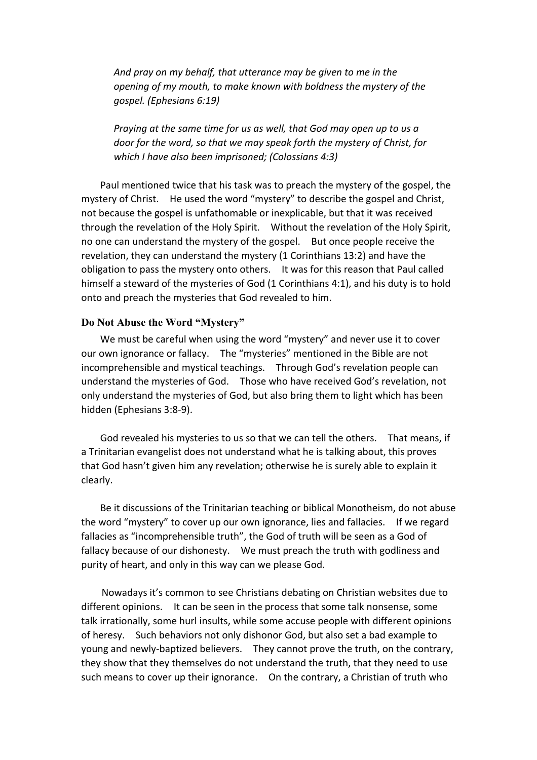*And pray on my behalf, that utterance may be given to me in the opening of my mouth, to make known with boldness the mystery of the gospel. (Ephesians 6:19)*

*Praying at the same time for us as well, that God may open up to us a door for the word, so that we may speak forth the mystery of Christ, for which I have also been imprisoned; (Colossians 4:3)*

Paul mentioned twice that his task was to preach the mystery of the gospel, the mystery of Christ. He used the word "mystery" to describe the gospel and Christ, not because the gospel is unfathomable or inexplicable, but that it was received through the revelation of the Holy Spirit. Without the revelation of the Holy Spirit, no one can understand the mystery of the gospel. But once people receive the revelation, they can understand the mystery (1 Corinthians 13:2) and have the obligation to pass the mystery onto others. It was for this reason that Paul called himself a steward of the mysteries of God (1 Corinthians 4:1), and his duty is to hold onto and preach the mysteries that God revealed to him.

### Do Not Abuse the Word "Mystery"

We must be careful when using the word "mystery" and never use it to cover our own ignorance or fallacy. The "mysteries" mentioned in the Bible are not incomprehensible and mystical teachings. Through God's revelation people can understand the mysteries of God. Those who have received God's revelation, not only understand the mysteries of God, but also bring them to light which has been hidden (Ephesians 3:8-9).

God revealed his mysteries to us so that we can tell the others. That means, if a Trinitarian evangelist does not understand what he is talking about, this proves that God hasn't given him any revelation; otherwise he is surely able to explain it clearly.

Be it discussions of the Trinitarian teaching or biblical Monotheism, do not abuse the word "mystery" to cover up our own ignorance, lies and fallacies. If we regard fallacies as "incomprehensible truth", the God of truth will be seen as a God of fallacy because of our dishonesty. We must preach the truth with godliness and purity of heart, and only in this way can we please God.

Nowadays it's common to see Christians debating on Christian websites due to different opinions. It can be seen in the process that some talk nonsense, some talk irrationally, some hurl insults, while some accuse people with different opinions of heresy. Such behaviors not only dishonor God, but also set a bad example to young and newly-baptized believers. They cannot prove the truth, on the contrary, they show that they themselves do not understand the truth, that they need to use such means to cover up their ignorance. On the contrary, a Christian of truth who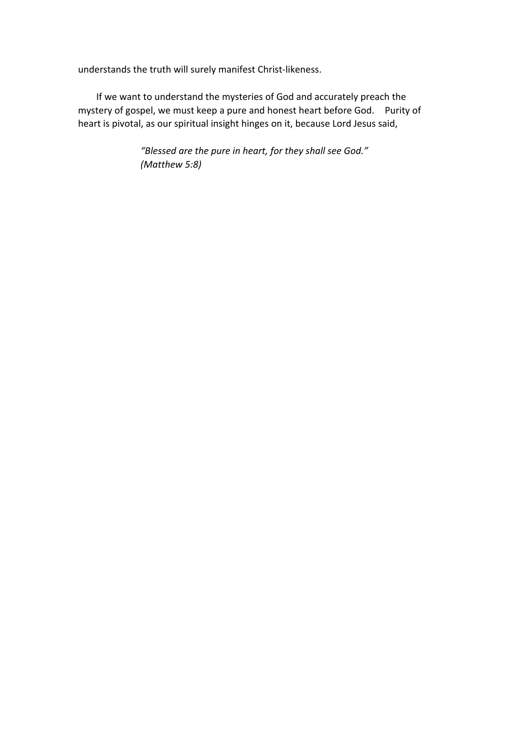understands the truth will surely manifest Christ-likeness.

If we want to understand the mysteries of God and accurately preach the mystery of gospel, we must keep a pure and honest heart before God. Purity of heart is pivotal, as our spiritual insight hinges on it, because Lord Jesus said,

> *"Blessed are the pure in heart, for they shall see God."*
> *(Matthew 5:8)*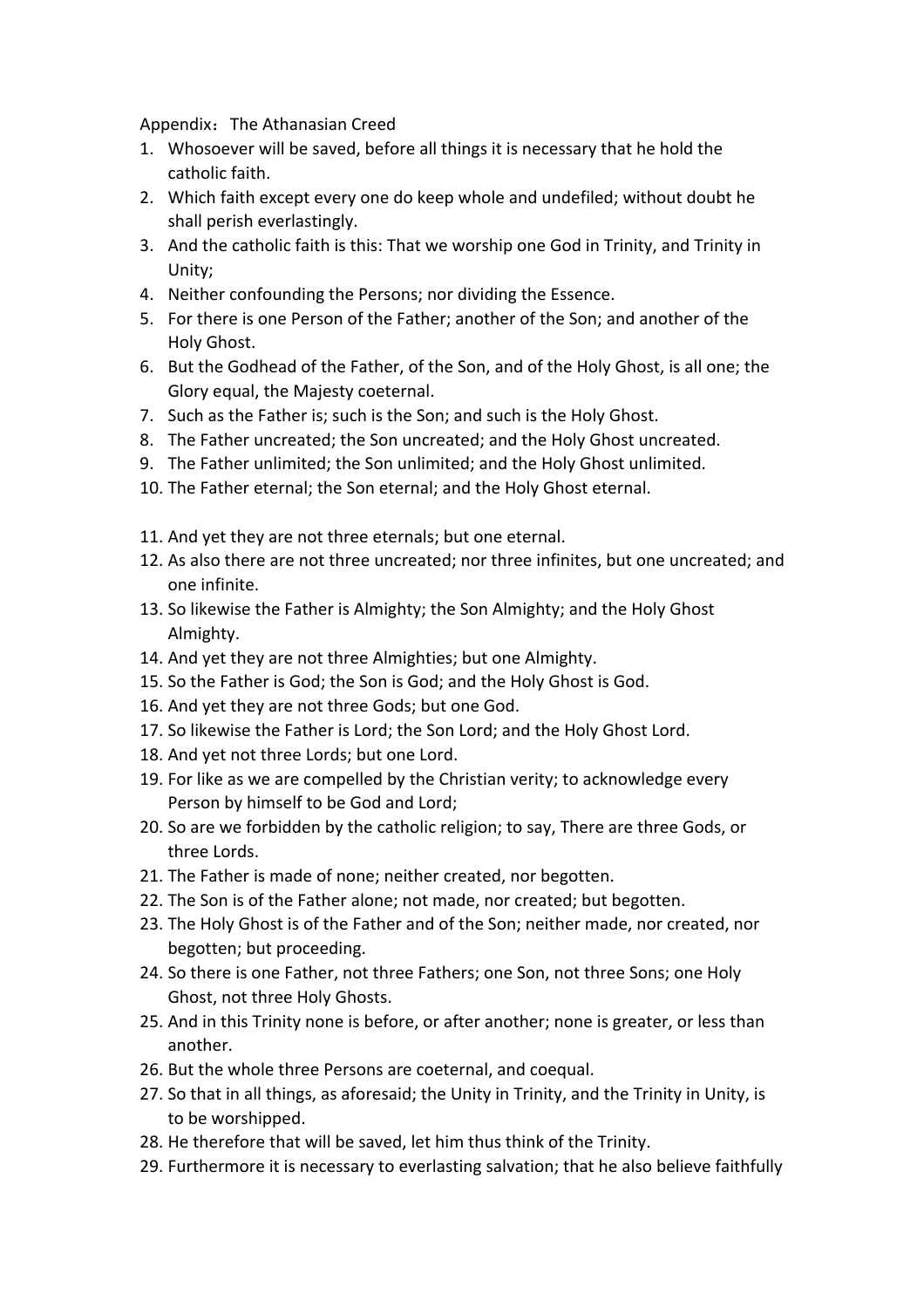Appendix：The Athanasian Creed

1. Whosoever will be saved, before all things it is necessary that he hold the catholic faith.
2. Which faith except every one do keep whole and undefiled; without doubt he shall perish everlastingly.
3. And the catholic faith is this: That we worship one God in Trinity, and Trinity in Unity;
4. Neither confounding the Persons; nor dividing the Essence.
5. For there is one Person of the Father; another of the Son; and another of the Holy Ghost.
6. But the Godhead of the Father, of the Son, and of the Holy Ghost, is all one; the Glory equal, the Majesty coeternal.
7. Such as the Father is; such is the Son; and such is the Holy Ghost.
8. The Father uncreated; the Son uncreated; and the Holy Ghost uncreated.
9. The Father unlimited; the Son unlimited; and the Holy Ghost unlimited.
10. The Father eternal; the Son eternal; and the Holy Ghost eternal.

11. And yet they are not three eternals; but one eternal.
12. As also there are not three uncreated; nor three infinites, but one uncreated; and one infinite.
13. So likewise the Father is Almighty; the Son Almighty; and the Holy Ghost Almighty.
14. And yet they are not three Almighties; but one Almighty.
15. So the Father is God; the Son is God; and the Holy Ghost is God.
16. And yet they are not three Gods; but one God.
17. So likewise the Father is Lord; the Son Lord; and the Holy Ghost Lord.
18. And yet not three Lords; but one Lord.
19. For like as we are compelled by the Christian verity; to acknowledge every Person by himself to be God and Lord;
20. So are we forbidden by the catholic religion; to say, There are three Gods, or three Lords.
21. The Father is made of none; neither created, nor begotten.
22. The Son is of the Father alone; not made, nor created; but begotten.
23. The Holy Ghost is of the Father and of the Son; neither made, nor created, nor begotten; but proceeding.
24. So there is one Father, not three Fathers; one Son, not three Sons; one Holy Ghost, not three Holy Ghosts.
25. And in this Trinity none is before, or after another; none is greater, or less than another.
26. But the whole three Persons are coeternal, and coequal.
27. So that in all things, as aforesaid; the Unity in Trinity, and the Trinity in Unity, is to be worshipped.
28. He therefore that will be saved, let him thus think of the Trinity.
29. Furthermore it is necessary to everlasting salvation; that he also believe faithfully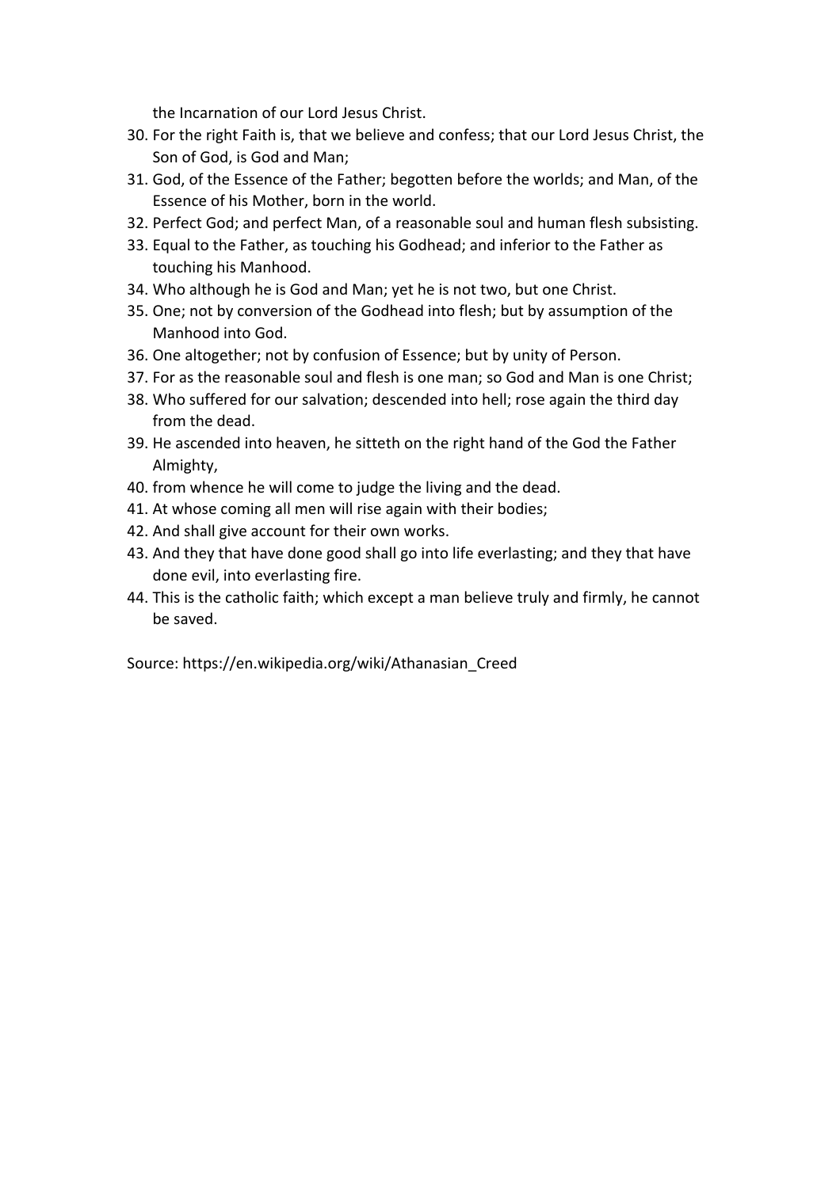the Incarnation of our Lord Jesus Christ.

30. For the right Faith is, that we believe and confess; that our Lord Jesus Christ, the Son of God, is God and Man;
31. God, of the Essence of the Father; begotten before the worlds; and Man, of the Essence of his Mother, born in the world.
32. Perfect God; and perfect Man, of a reasonable soul and human flesh subsisting.
33. Equal to the Father, as touching his Godhead; and inferior to the Father as touching his Manhood.
34. Who although he is God and Man; yet he is not two, but one Christ.
35. One; not by conversion of the Godhead into flesh; but by assumption of the Manhood into God.
36. One altogether; not by confusion of Essence; but by unity of Person.
37. For as the reasonable soul and flesh is one man; so God and Man is one Christ;
38. Who suffered for our salvation; descended into hell; rose again the third day from the dead.
39. He ascended into heaven, he sitteth on the right hand of the God the Father Almighty,
40. from whence he will come to judge the living and the dead.
41. At whose coming all men will rise again with their bodies;
42. And shall give account for their own works.
43. And they that have done good shall go into life everlasting; and they that have done evil, into everlasting fire.
44. This is the catholic faith; which except a man believe truly and firmly, he cannot be saved.

Source: https://en.wikipedia.org/wiki/Athanasian_Creed